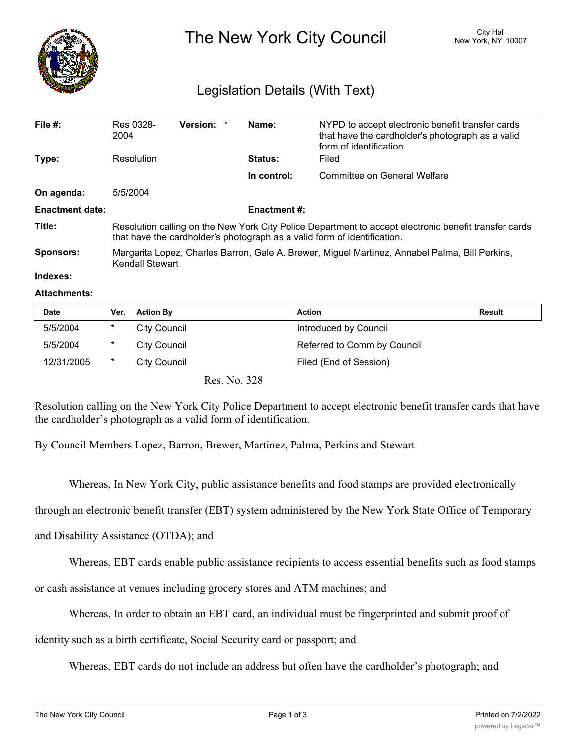# The New York City Council

City Hall
New York, NY 10007

## Legislation Details (With Text)

| | | | | | |
|---|---|---|---|---|---|
| **File #:** | Res 0328-2004 | **Version:** | * | **Name:** | NYPD to accept electronic benefit transfer cards that have the cardholder's photograph as a valid form of identification. |
| **Type:** | Resolution | | | **Status:** | Filed |
| | | | | **In control:** | Committee on General Welfare |
| **On agenda:** | 5/5/2004 | | | | |
| **Enactment date:** | | | | **Enactment #:** | |

**Title:** Resolution calling on the New York City Police Department to accept electronic benefit transfer cards that have the cardholder's photograph as a valid form of identification.

**Sponsors:** Margarita Lopez, Charles Barron, Gale A. Brewer, Miguel Martinez, Annabel Palma, Bill Perkins, Kendall Stewart

**Indexes:**

**Attachments:**

| Date | Ver. | Action By | Action | Result |
|---|---|---|---|---|
| 5/5/2004 | * | City Council | Introduced by Council | |
| 5/5/2004 | * | City Council | Referred to Comm by Council | |
| 12/31/2005 | * | City Council | Filed (End of Session) | |

Res. No. 328

Resolution calling on the New York City Police Department to accept electronic benefit transfer cards that have the cardholder's photograph as a valid form of identification.

By Council Members Lopez, Barron, Brewer, Martinez, Palma, Perkins and Stewart

Whereas, In New York City, public assistance benefits and food stamps are provided electronically through an electronic benefit transfer (EBT) system administered by the New York State Office of Temporary and Disability Assistance (OTDA); and

Whereas, EBT cards enable public assistance recipients to access essential benefits such as food stamps or cash assistance at venues including grocery stores and ATM machines; and

Whereas, In order to obtain an EBT card, an individual must be fingerprinted and submit proof of identity such as a birth certificate, Social Security card or passport; and

Whereas, EBT cards do not include an address but often have the cardholder's photograph; and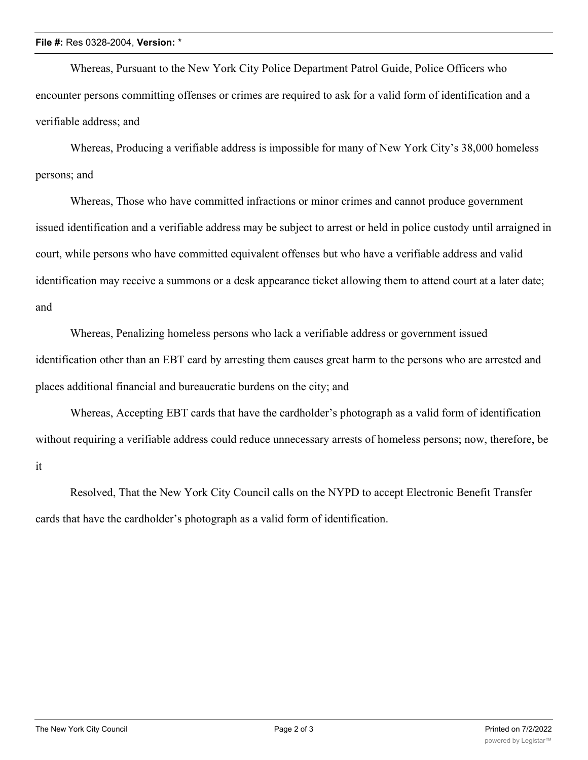Whereas, Pursuant to the New York City Police Department Patrol Guide, Police Officers who encounter persons committing offenses or crimes are required to ask for a valid form of identification and a verifiable address; and

Whereas, Producing a verifiable address is impossible for many of New York City's 38,000 homeless persons; and

Whereas, Those who have committed infractions or minor crimes and cannot produce government issued identification and a verifiable address may be subject to arrest or held in police custody until arraigned in court, while persons who have committed equivalent offenses but who have a verifiable address and valid identification may receive a summons or a desk appearance ticket allowing them to attend court at a later date; and

Whereas, Penalizing homeless persons who lack a verifiable address or government issued identification other than an EBT card by arresting them causes great harm to the persons who are arrested and places additional financial and bureaucratic burdens on the city; and

Whereas, Accepting EBT cards that have the cardholder's photograph as a valid form of identification without requiring a verifiable address could reduce unnecessary arrests of homeless persons; now, therefore, be it

Resolved, That the New York City Council calls on the NYPD to accept Electronic Benefit Transfer cards that have the cardholder's photograph as a valid form of identification.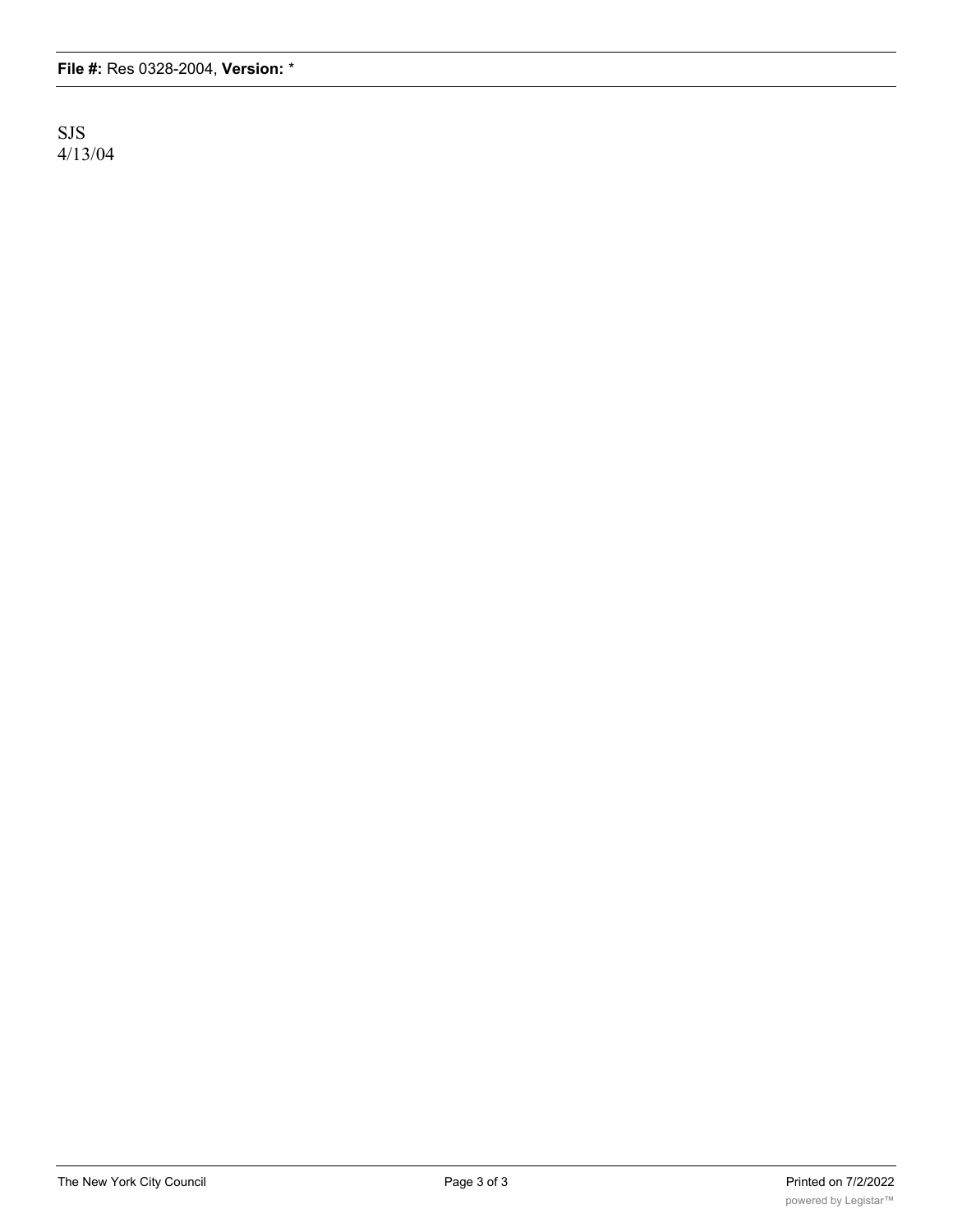SJS
4/13/04